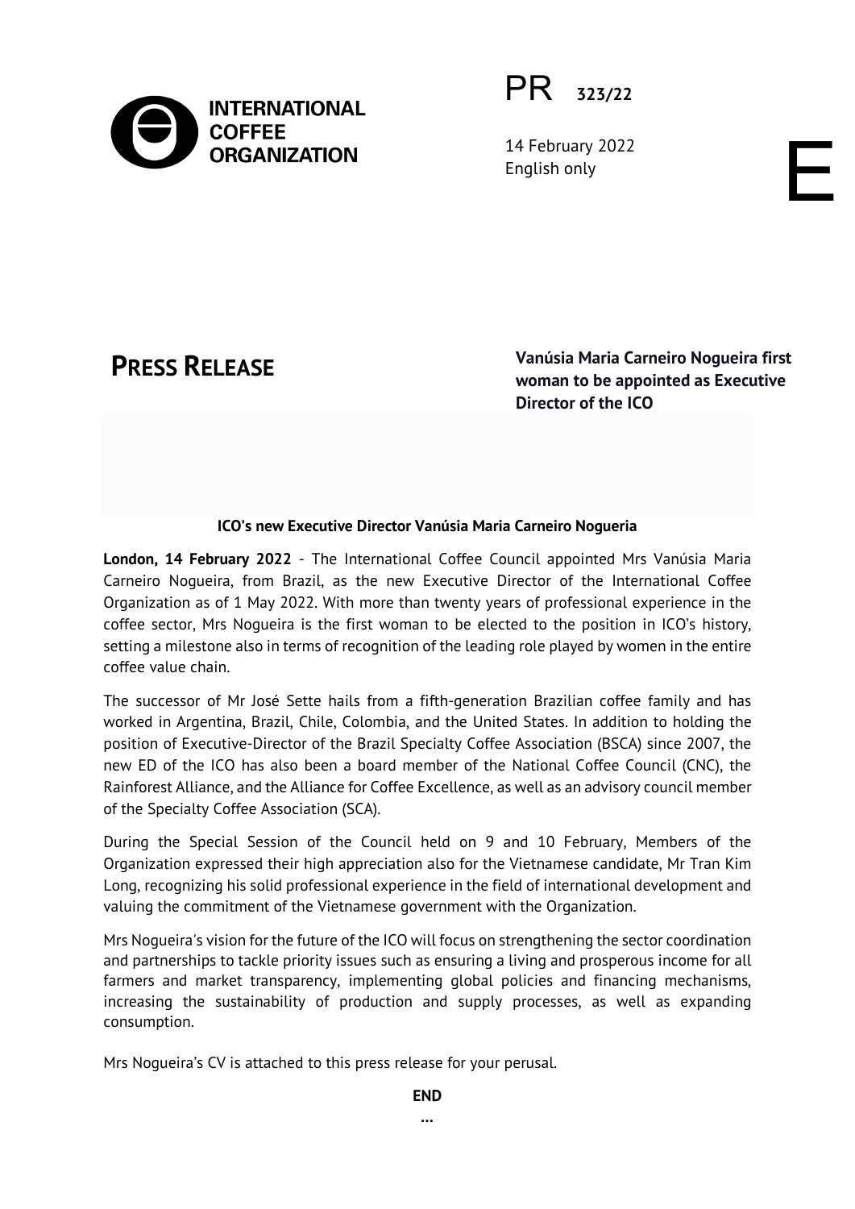**INTERNATIONAL COFFEE ORGANIZATION**

PR 323/22

14 February 2022
English only

E

# PRESS RELEASE

**Vanúsia Maria Carneiro Nogueira first woman to be appointed as Executive Director of the ICO**

**ICO's new Executive Director Vanúsia Maria Carneiro Nogueria**

**London, 14 February 2022** - The International Coffee Council appointed Mrs Vanúsia Maria Carneiro Nogueira, from Brazil, as the new Executive Director of the International Coffee Organization as of 1 May 2022. With more than twenty years of professional experience in the coffee sector, Mrs Nogueira is the first woman to be elected to the position in ICO's history, setting a milestone also in terms of recognition of the leading role played by women in the entire coffee value chain.

The successor of Mr José Sette hails from a fifth-generation Brazilian coffee family and has worked in Argentina, Brazil, Chile, Colombia, and the United States. In addition to holding the position of Executive-Director of the Brazil Specialty Coffee Association (BSCA) since 2007, the new ED of the ICO has also been a board member of the National Coffee Council (CNC), the Rainforest Alliance, and the Alliance for Coffee Excellence, as well as an advisory council member of the Specialty Coffee Association (SCA).

During the Special Session of the Council held on 9 and 10 February, Members of the Organization expressed their high appreciation also for the Vietnamese candidate, Mr Tran Kim Long, recognizing his solid professional experience in the field of international development and valuing the commitment of the Vietnamese government with the Organization.

Mrs Nogueira's vision for the future of the ICO will focus on strengthening the sector coordination and partnerships to tackle priority issues such as ensuring a living and prosperous income for all farmers and market transparency, implementing global policies and financing mechanisms, increasing the sustainability of production and supply processes, as well as expanding consumption.

Mrs Nogueira's CV is attached to this press release for your perusal.

**END**

...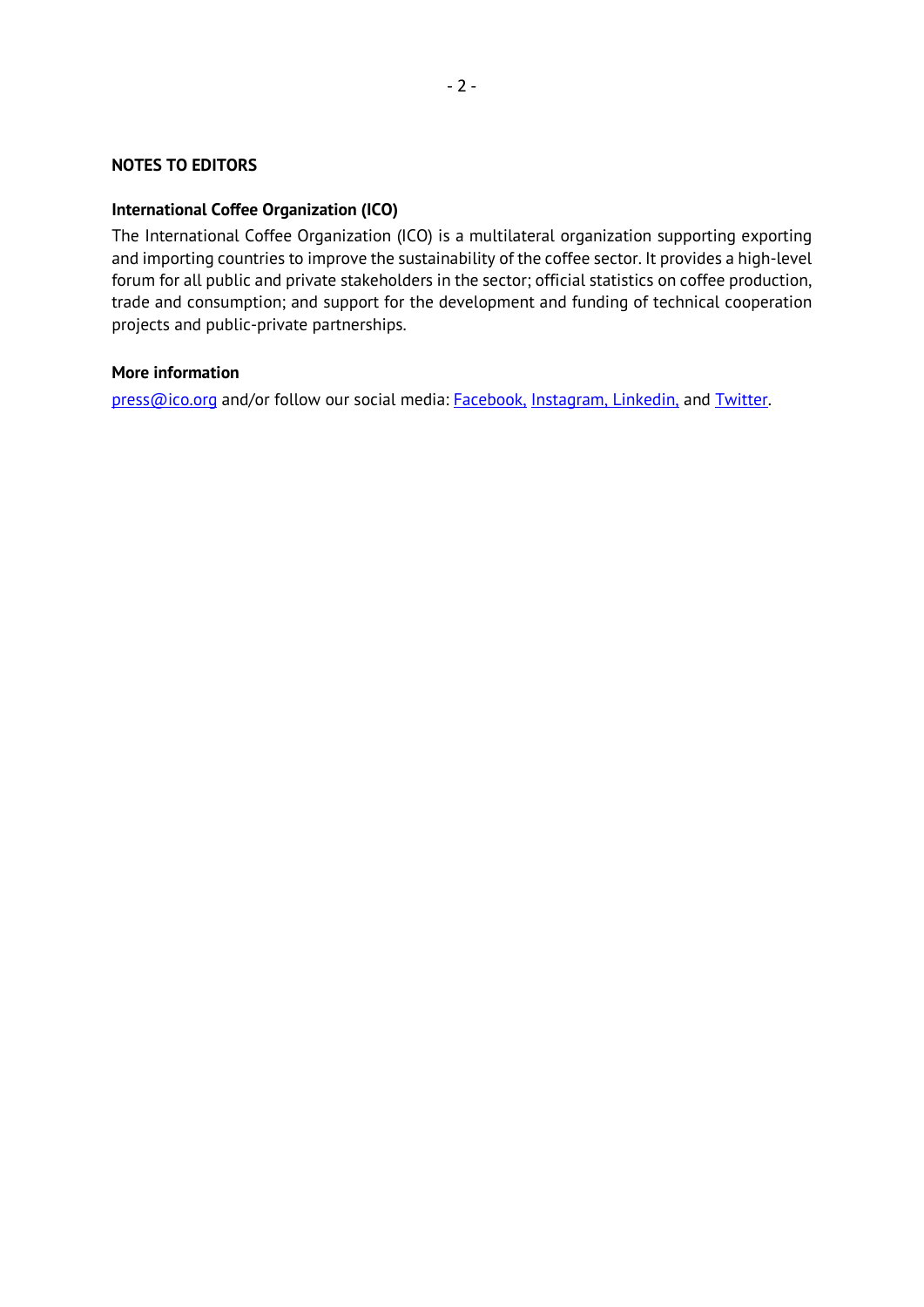## NOTES TO EDITORS

### International Coffee Organization (ICO)

The International Coffee Organization (ICO) is a multilateral organization supporting exporting and importing countries to improve the sustainability of the coffee sector. It provides a high-level forum for all public and private stakeholders in the sector; official statistics on coffee production, trade and consumption; and support for the development and funding of technical cooperation projects and public-private partnerships.

### More information

press@ico.org and/or follow our social media: Facebook, Instagram, Linkedin, and Twitter.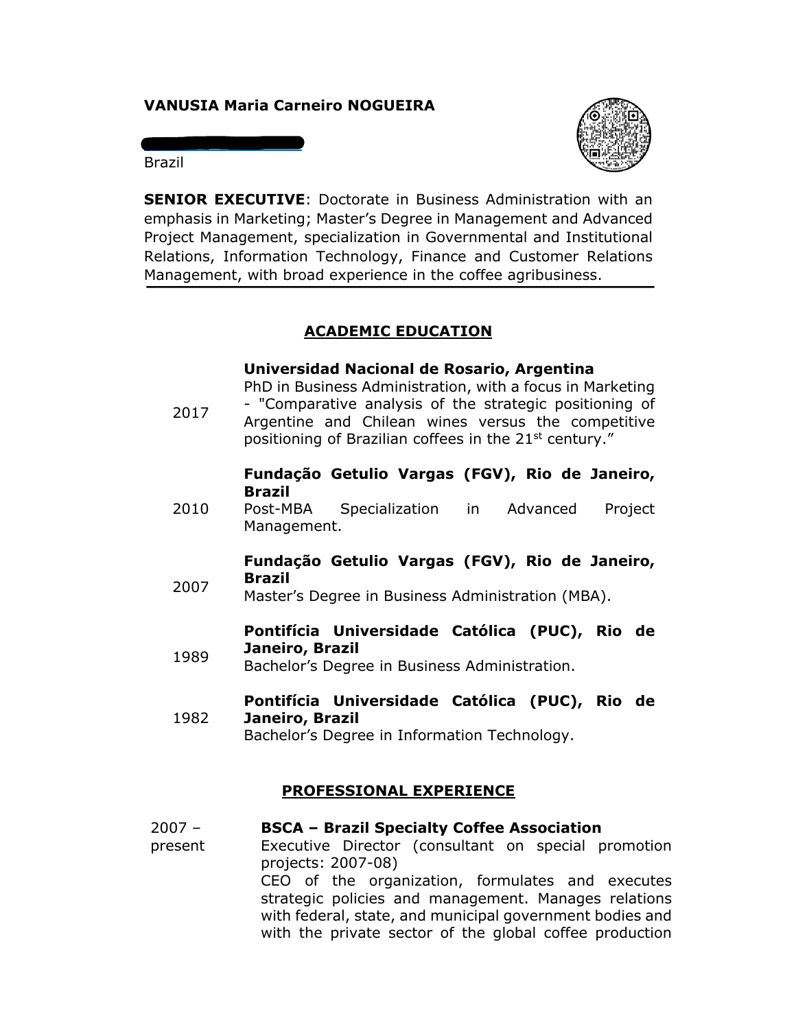**VANUSIA Maria Carneiro NOGUEIRA**

Brazil

**SENIOR EXECUTIVE**: Doctorate in Business Administration with an emphasis in Marketing; Master's Degree in Management and Advanced Project Management, specialization in Governmental and Institutional Relations, Information Technology, Finance and Customer Relations Management, with broad experience in the coffee agribusiness.

## ACADEMIC EDUCATION

2017 — **Universidad Nacional de Rosario, Argentina**
PhD in Business Administration, with a focus in Marketing - "Comparative analysis of the strategic positioning of Argentine and Chilean wines versus the competitive positioning of Brazilian coffees in the 21st century."

2010 — **Fundação Getulio Vargas (FGV), Rio de Janeiro, Brazil**
Post-MBA Specialization in Advanced Project Management.

2007 — **Fundação Getulio Vargas (FGV), Rio de Janeiro, Brazil**
Master's Degree in Business Administration (MBA).

1989 — **Pontifícia Universidade Católica (PUC), Rio de Janeiro, Brazil**
Bachelor's Degree in Business Administration.

1982 — **Pontifícia Universidade Católica (PUC), Rio de Janeiro, Brazil**
Bachelor's Degree in Information Technology.

## PROFESSIONAL EXPERIENCE

2007 – present — **BSCA – Brazil Specialty Coffee Association**
Executive Director (consultant on special promotion projects: 2007-08)
CEO of the organization, formulates and executes strategic policies and management. Manages relations with federal, state, and municipal government bodies and with the private sector of the global coffee production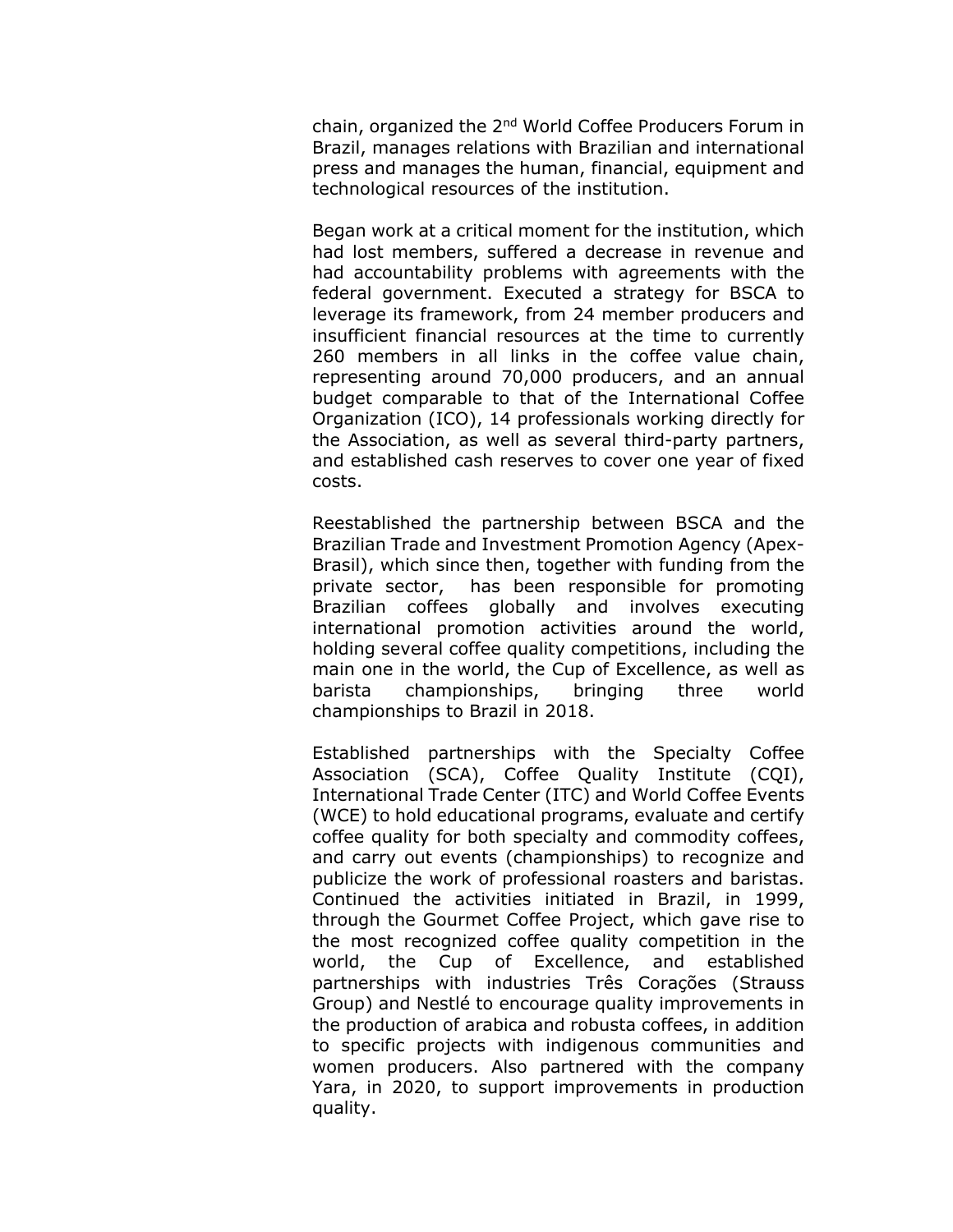chain, organized the 2nd World Coffee Producers Forum in Brazil, manages relations with Brazilian and international press and manages the human, financial, equipment and technological resources of the institution.

Began work at a critical moment for the institution, which had lost members, suffered a decrease in revenue and had accountability problems with agreements with the federal government. Executed a strategy for BSCA to leverage its framework, from 24 member producers and insufficient financial resources at the time to currently 260 members in all links in the coffee value chain, representing around 70,000 producers, and an annual budget comparable to that of the International Coffee Organization (ICO), 14 professionals working directly for the Association, as well as several third-party partners, and established cash reserves to cover one year of fixed costs.

Reestablished the partnership between BSCA and the Brazilian Trade and Investment Promotion Agency (Apex-Brasil), which since then, together with funding from the private sector, has been responsible for promoting Brazilian coffees globally and involves executing international promotion activities around the world, holding several coffee quality competitions, including the main one in the world, the Cup of Excellence, as well as barista championships, bringing three world championships to Brazil in 2018.

Established partnerships with the Specialty Coffee Association (SCA), Coffee Quality Institute (CQI), International Trade Center (ITC) and World Coffee Events (WCE) to hold educational programs, evaluate and certify coffee quality for both specialty and commodity coffees, and carry out events (championships) to recognize and publicize the work of professional roasters and baristas. Continued the activities initiated in Brazil, in 1999, through the Gourmet Coffee Project, which gave rise to the most recognized coffee quality competition in the world, the Cup of Excellence, and established partnerships with industries Três Corações (Strauss Group) and Nestlé to encourage quality improvements in the production of arabica and robusta coffees, in addition to specific projects with indigenous communities and women producers. Also partnered with the company Yara, in 2020, to support improvements in production quality.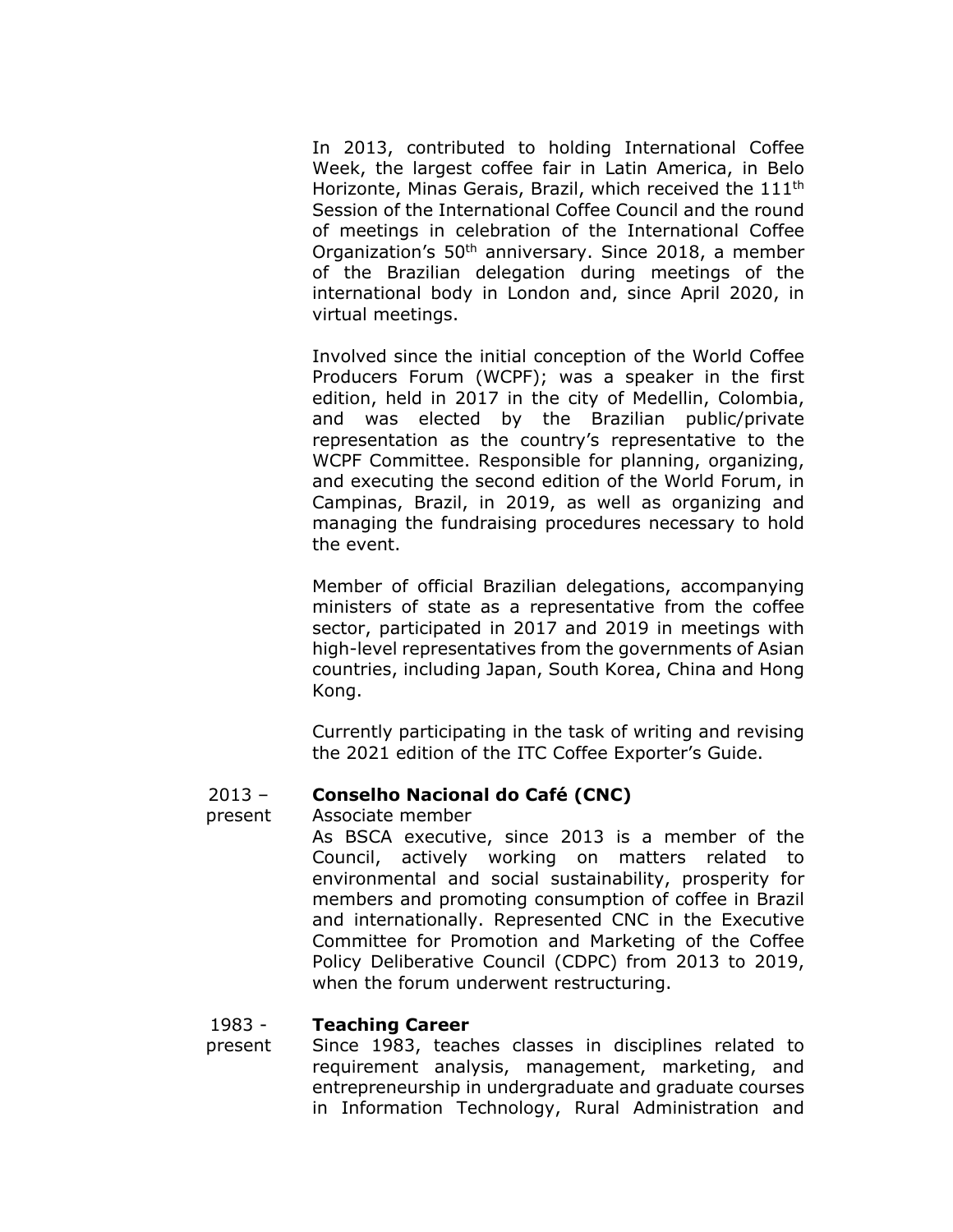In 2013, contributed to holding International Coffee Week, the largest coffee fair in Latin America, in Belo Horizonte, Minas Gerais, Brazil, which received the 111th Session of the International Coffee Council and the round of meetings in celebration of the International Coffee Organization's 50th anniversary. Since 2018, a member of the Brazilian delegation during meetings of the international body in London and, since April 2020, in virtual meetings.

Involved since the initial conception of the World Coffee Producers Forum (WCPF); was a speaker in the first edition, held in 2017 in the city of Medellin, Colombia, and was elected by the Brazilian public/private representation as the country's representative to the WCPF Committee. Responsible for planning, organizing, and executing the second edition of the World Forum, in Campinas, Brazil, in 2019, as well as organizing and managing the fundraising procedures necessary to hold the event.

Member of official Brazilian delegations, accompanying ministers of state as a representative from the coffee sector, participated in 2017 and 2019 in meetings with high-level representatives from the governments of Asian countries, including Japan, South Korea, China and Hong Kong.

Currently participating in the task of writing and revising the 2021 edition of the ITC Coffee Exporter's Guide.

2013 – present **Conselho Nacional do Café (CNC)**

Associate member

As BSCA executive, since 2013 is a member of the Council, actively working on matters related to environmental and social sustainability, prosperity for members and promoting consumption of coffee in Brazil and internationally. Represented CNC in the Executive Committee for Promotion and Marketing of the Coffee Policy Deliberative Council (CDPC) from 2013 to 2019, when the forum underwent restructuring.

1983 - present **Teaching Career**

Since 1983, teaches classes in disciplines related to requirement analysis, management, marketing, and entrepreneurship in undergraduate and graduate courses in Information Technology, Rural Administration and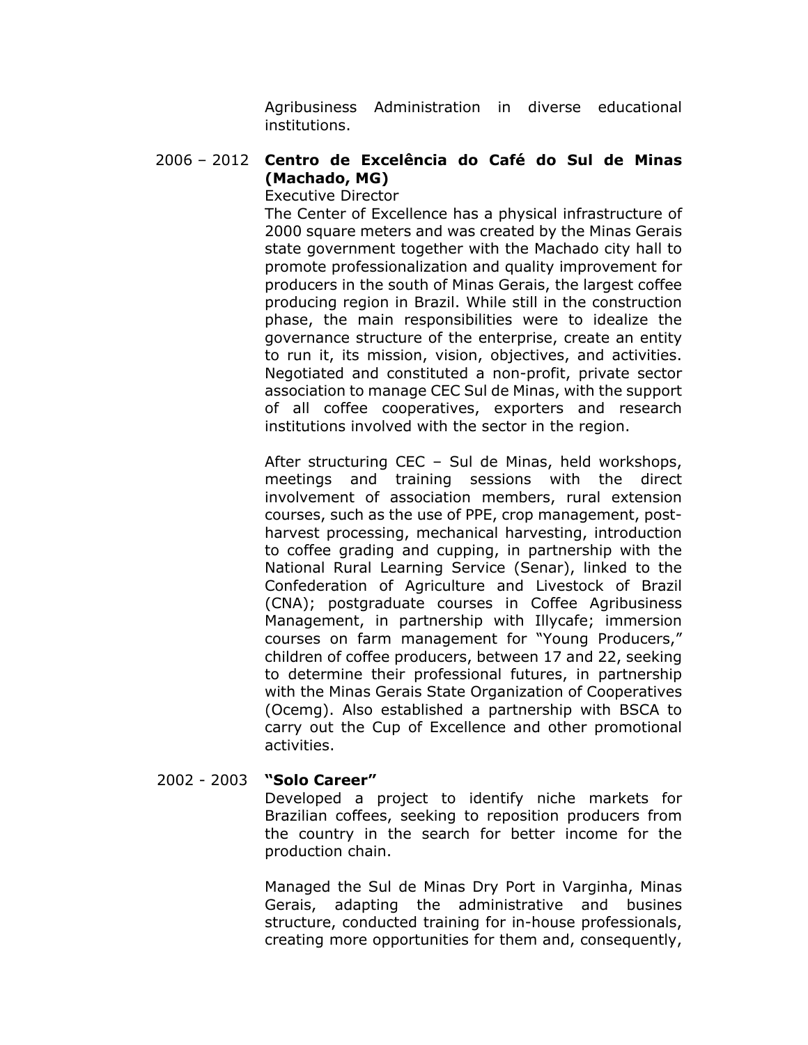Agribusiness Administration in diverse educational institutions.

**2006 – 2012 Centro de Excelência do Café do Sul de Minas (Machado, MG)**

Executive Director

The Center of Excellence has a physical infrastructure of 2000 square meters and was created by the Minas Gerais state government together with the Machado city hall to promote professionalization and quality improvement for producers in the south of Minas Gerais, the largest coffee producing region in Brazil. While still in the construction phase, the main responsibilities were to idealize the governance structure of the enterprise, create an entity to run it, its mission, vision, objectives, and activities. Negotiated and constituted a non-profit, private sector association to manage CEC Sul de Minas, with the support of all coffee cooperatives, exporters and research institutions involved with the sector in the region.

After structuring CEC – Sul de Minas, held workshops, meetings and training sessions with the direct involvement of association members, rural extension courses, such as the use of PPE, crop management, post-harvest processing, mechanical harvesting, introduction to coffee grading and cupping, in partnership with the National Rural Learning Service (Senar), linked to the Confederation of Agriculture and Livestock of Brazil (CNA); postgraduate courses in Coffee Agribusiness Management, in partnership with Illycafe; immersion courses on farm management for "Young Producers," children of coffee producers, between 17 and 22, seeking to determine their professional futures, in partnership with the Minas Gerais State Organization of Cooperatives (Ocemg). Also established a partnership with BSCA to carry out the Cup of Excellence and other promotional activities.

**2002 - 2003 "Solo Career"**

Developed a project to identify niche markets for Brazilian coffees, seeking to reposition producers from the country in the search for better income for the production chain.

Managed the Sul de Minas Dry Port in Varginha, Minas Gerais, adapting the administrative and busines structure, conducted training for in-house professionals, creating more opportunities for them and, consequently,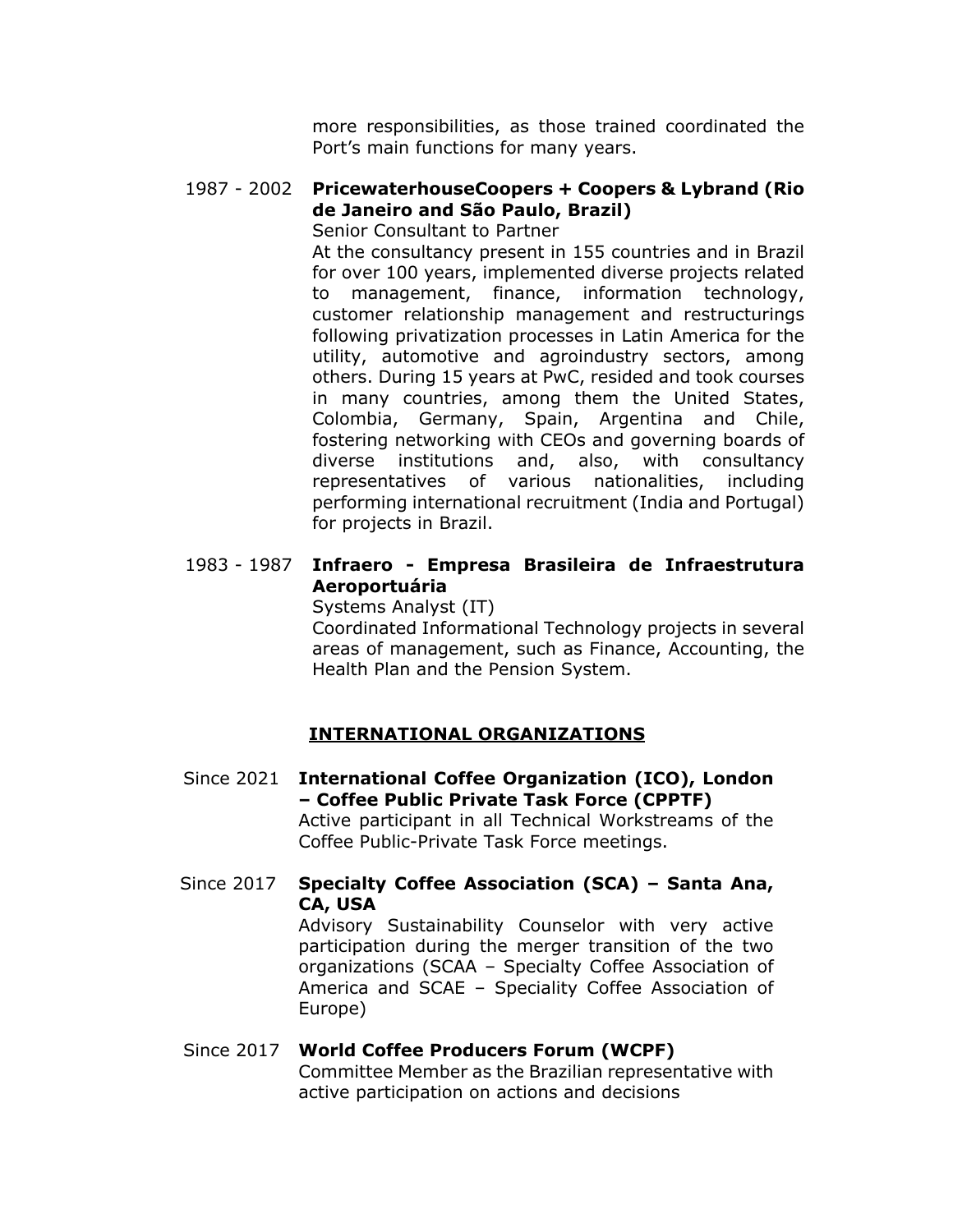more responsibilities, as those trained coordinated the Port's main functions for many years.

1987 - 2002 **PricewaterhouseCoopers + Coopers & Lybrand (Rio de Janeiro and São Paulo, Brazil)**
Senior Consultant to Partner
At the consultancy present in 155 countries and in Brazil for over 100 years, implemented diverse projects related to management, finance, information technology, customer relationship management and restructurings following privatization processes in Latin America for the utility, automotive and agroindustry sectors, among others. During 15 years at PwC, resided and took courses in many countries, among them the United States, Colombia, Germany, Spain, Argentina and Chile, fostering networking with CEOs and governing boards of diverse institutions and, also, with consultancy representatives of various nationalities, including performing international recruitment (India and Portugal) for projects in Brazil.

1983 - 1987 **Infraero - Empresa Brasileira de Infraestrutura Aeroportuária**
Systems Analyst (IT)
Coordinated Informational Technology projects in several areas of management, such as Finance, Accounting, the Health Plan and the Pension System.

## INTERNATIONAL ORGANIZATIONS

Since 2021 **International Coffee Organization (ICO), London – Coffee Public Private Task Force (CPPTF)**
Active participant in all Technical Workstreams of the Coffee Public-Private Task Force meetings.

Since 2017 **Specialty Coffee Association (SCA) – Santa Ana, CA, USA**
Advisory Sustainability Counselor with very active participation during the merger transition of the two organizations (SCAA – Specialty Coffee Association of America and SCAE – Speciality Coffee Association of Europe)

Since 2017 **World Coffee Producers Forum (WCPF)**
Committee Member as the Brazilian representative with active participation on actions and decisions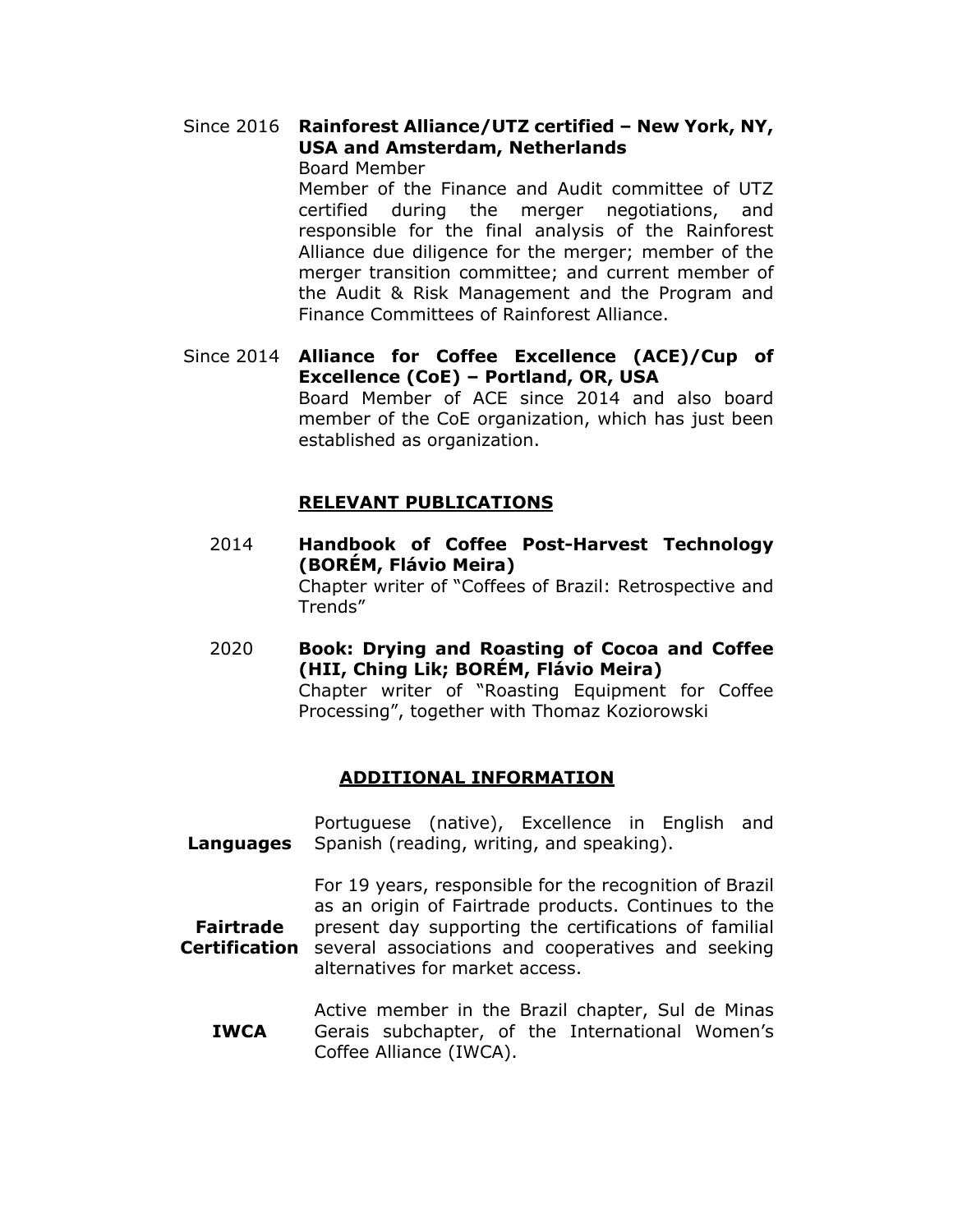Since 2016 **Rainforest Alliance/UTZ certified – New York, NY, USA and Amsterdam, Netherlands**
Board Member
Member of the Finance and Audit committee of UTZ certified during the merger negotiations, and responsible for the final analysis of the Rainforest Alliance due diligence for the merger; member of the merger transition committee; and current member of the Audit & Risk Management and the Program and Finance Committees of Rainforest Alliance.

Since 2014 **Alliance for Coffee Excellence (ACE)/Cup of Excellence (CoE) – Portland, OR, USA**
Board Member of ACE since 2014 and also board member of the CoE organization, which has just been established as organization.

## RELEVANT PUBLICATIONS

2014 **Handbook of Coffee Post-Harvest Technology (BORÉM, Flávio Meira)**
Chapter writer of "Coffees of Brazil: Retrospective and Trends"

2020 **Book: Drying and Roasting of Cocoa and Coffee (HII, Ching Lik; BORÉM, Flávio Meira)**
Chapter writer of "Roasting Equipment for Coffee Processing", together with Thomaz Koziorowski

## ADDITIONAL INFORMATION

**Languages** Portuguese (native), Excellence in English and Spanish (reading, writing, and speaking).

**Fairtrade Certification** For 19 years, responsible for the recognition of Brazil as an origin of Fairtrade products. Continues to the present day supporting the certifications of familial several associations and cooperatives and seeking alternatives for market access.

**IWCA** Active member in the Brazil chapter, Sul de Minas Gerais subchapter, of the International Women's Coffee Alliance (IWCA).